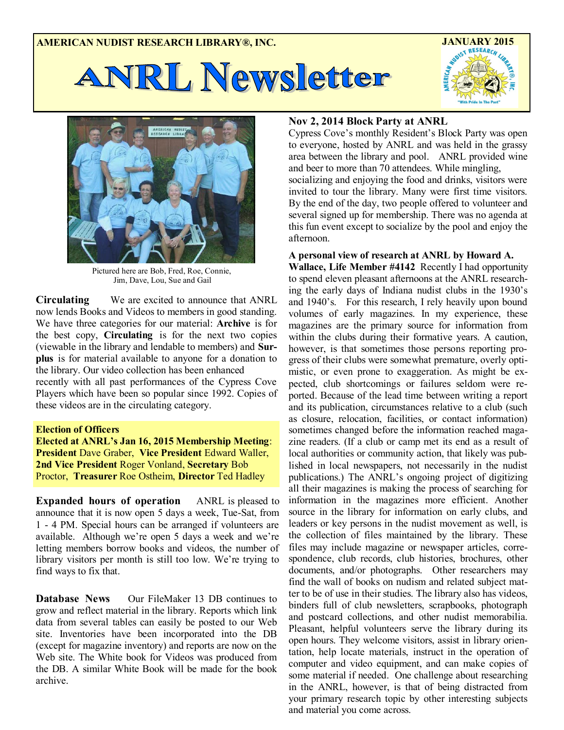AMERICAN NUDIST RESEARCH LIBRARY®, INC.

JANUARY 2015

# ANRL Newsletter

Pictured here are Bob, Fred, Roe, Connie, Jim, Dave, Lou, Sue and Gail

**Circulating** We are excited to announce that ANRL now lends Books and Videos to members in good standing. We have three categories for our material: **Archive** is for the best copy, **Circulating** is for the next two copies (viewable in the library and lendable to members) and **Surplus** is for material available to anyone for a donation to the library. Our video collection has been enhanced recently with all past performances of the Cypress Cove Players which have been so popular since 1992. Copies of these videos are in the circulating category.

**Election of Officers**
**Elected at ANRL's Jan 16, 2015 Membership Meeting**: **President** Dave Graber, **Vice President** Edward Waller, **2nd Vice President** Roger Vonland, **Secretary** Bob Proctor, **Treasurer** Roe Ostheim, **Director** Ted Hadley

**Expanded hours of operation** ANRL is pleased to announce that it is now open 5 days a week, Tue-Sat, from 1 - 4 PM. Special hours can be arranged if volunteers are available. Although we're open 5 days a week and we're letting members borrow books and videos, the number of library visitors per month is still too low. We're trying to find ways to fix that.

**Database News** Our FileMaker 13 DB continues to grow and reflect material in the library. Reports which link data from several tables can easily be posted to our Web site. Inventories have been incorporated into the DB (except for magazine inventory) and reports are now on the Web site. The White book for Videos was produced from the DB. A similar White Book will be made for the book archive.

**Nov 2, 2014 Block Party at ANRL**
Cypress Cove's monthly Resident's Block Party was open to everyone, hosted by ANRL and was held in the grassy area between the library and pool. ANRL provided wine and beer to more than 70 attendees. While mingling, socializing and enjoying the food and drinks, visitors were invited to tour the library. Many were first time visitors. By the end of the day, two people offered to volunteer and several signed up for membership. There was no agenda at this fun event except to socialize by the pool and enjoy the afternoon.

**A personal view of research at ANRL by Howard A. Wallace, Life Member #4142** Recently I had opportunity to spend eleven pleasant afternoons at the ANRL researching the early days of Indiana nudist clubs in the 1930's and 1940's. For this research, I rely heavily upon bound volumes of early magazines. In my experience, these magazines are the primary source for information from within the clubs during their formative years. A caution, however, is that sometimes those persons reporting progress of their clubs were somewhat premature, overly optimistic, or even prone to exaggeration. As might be expected, club shortcomings or failures seldom were reported. Because of the lead time between writing a report and its publication, circumstances relative to a club (such as closure, relocation, facilities, or contact information) sometimes changed before the information reached magazine readers. (If a club or camp met its end as a result of local authorities or community action, that likely was published in local newspapers, not necessarily in the nudist publications.) The ANRL's ongoing project of digitizing all their magazines is making the process of searching for information in the magazines more efficient. Another source in the library for information on early clubs, and leaders or key persons in the nudist movement as well, is the collection of files maintained by the library. These files may include magazine or newspaper articles, correspondence, club records, club histories, brochures, other documents, and/or photographs. Other researchers may find the wall of books on nudism and related subject matter to be of use in their studies. The library also has videos, binders full of club newsletters, scrapbooks, photograph and postcard collections, and other nudist memorabilia. Pleasant, helpful volunteers serve the library during its open hours. They welcome visitors, assist in library orientation, help locate materials, instruct in the operation of computer and video equipment, and can make copies of some material if needed. One challenge about researching in the ANRL, however, is that of being distracted from your primary research topic by other interesting subjects and material you come across.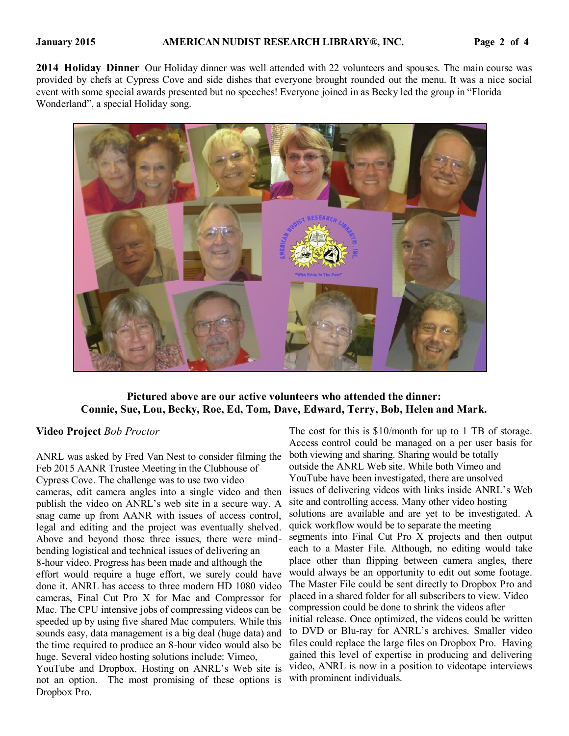**2014 Holiday Dinner** Our Holiday dinner was well attended with 22 volunteers and spouses. The main course was provided by chefs at Cypress Cove and side dishes that everyone brought rounded out the menu. It was a nice social event with some special awards presented but no speeches! Everyone joined in as Becky led the group in "Florida Wonderland", a special Holiday song.

**Pictured above are our active volunteers who attended the dinner: Connie, Sue, Lou, Becky, Roe, Ed, Tom, Dave, Edward, Terry, Bob, Helen and Mark.**

**Video Project** *Bob Proctor*

ANRL was asked by Fred Van Nest to consider filming the Feb 2015 AANR Trustee Meeting in the Clubhouse of Cypress Cove. The challenge was to use two video cameras, edit camera angles into a single video and then publish the video on ANRL's web site in a secure way. A snag came up from AANR with issues of access control, legal and editing and the project was eventually shelved. Above and beyond those three issues, there were mind-bending logistical and technical issues of delivering an 8-hour video. Progress has been made and although the effort would require a huge effort, we surely could have done it. ANRL has access to three modern HD 1080 video cameras, Final Cut Pro X for Mac and Compressor for Mac. The CPU intensive jobs of compressing videos can be speeded up by using five shared Mac computers. While this sounds easy, data management is a big deal (huge data) and the time required to produce an 8-hour video would also be huge. Several video hosting solutions include: Vimeo, YouTube and Dropbox. Hosting on ANRL's Web site is not an option. The most promising of these options is Dropbox Pro. The cost for this is $10/month for up to 1 TB of storage. Access control could be managed on a per user basis for both viewing and sharing. Sharing would be totally outside the ANRL Web site. While both Vimeo and YouTube have been investigated, there are unsolved issues of delivering videos with links inside ANRL's Web site and controlling access. Many other video hosting solutions are available and are yet to be investigated. A quick workflow would be to separate the meeting segments into Final Cut Pro X projects and then output each to a Master File. Although, no editing would take place other than flipping between camera angles, there would always be an opportunity to edit out some footage. The Master File could be sent directly to Dropbox Pro and placed in a shared folder for all subscribers to view. Video compression could be done to shrink the videos after initial release. Once optimized, the videos could be written to DVD or Blu-ray for ANRL's archives. Smaller video files could replace the large files on Dropbox Pro. Having gained this level of expertise in producing and delivering video, ANRL is now in a position to videotape interviews with prominent individuals.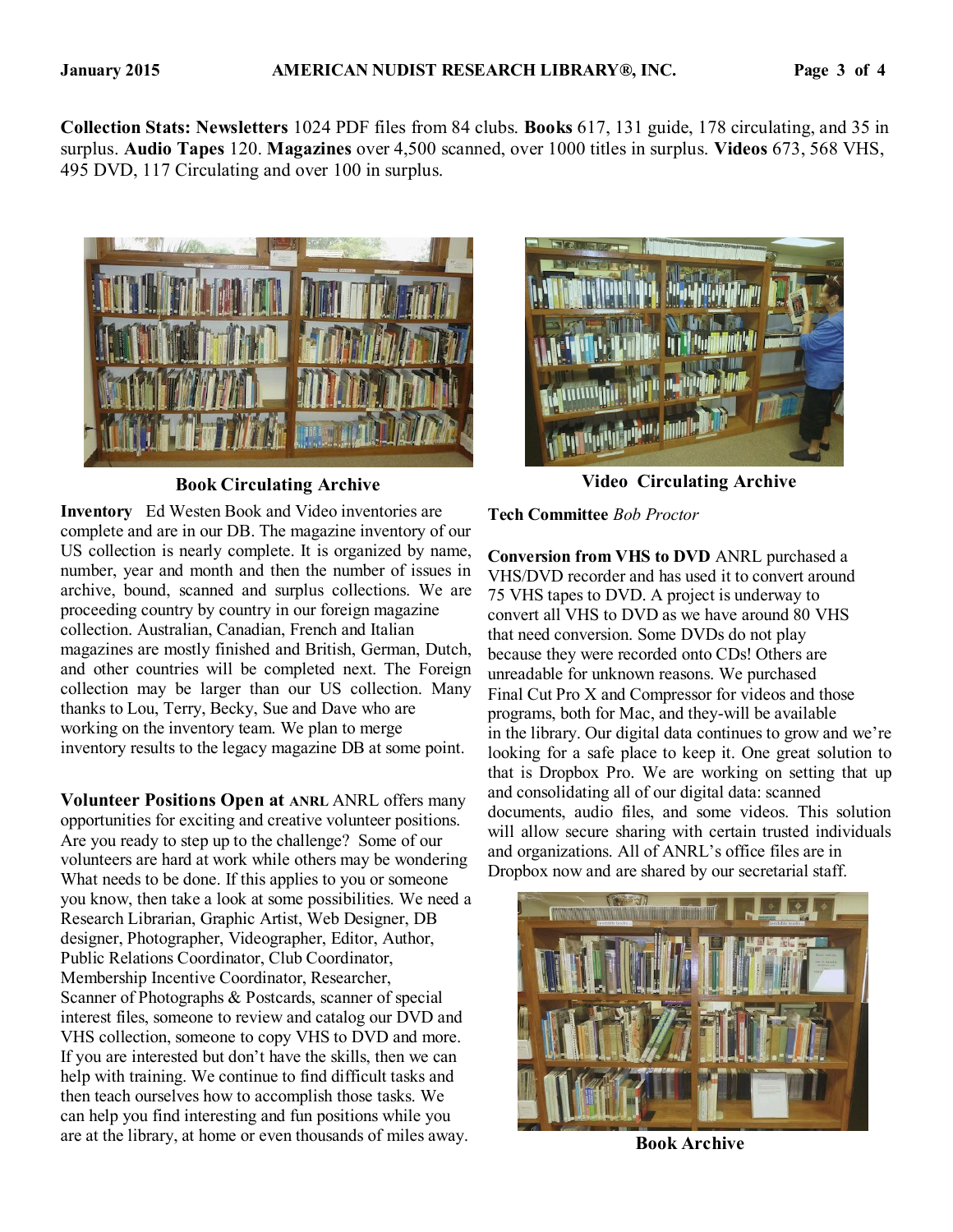**Collection Stats: Newsletters** 1024 PDF files from 84 clubs. **Books** 617, 131 guide, 178 circulating, and 35 in surplus. **Audio Tapes** 120. **Magazines** over 4,500 scanned, over 1000 titles in surplus. **Videos** 673, 568 VHS, 495 DVD, 117 Circulating and over 100 in surplus.

**Book Circulating Archive**

**Inventory** Ed Westen Book and Video inventories are complete and are in our DB. The magazine inventory of our US collection is nearly complete. It is organized by name, number, year and month and then the number of issues in archive, bound, scanned and surplus collections. We are proceeding country by country in our foreign magazine collection. Australian, Canadian, French and Italian magazines are mostly finished and British, German, Dutch, and other countries will be completed next. The Foreign collection may be larger than our US collection. Many thanks to Lou, Terry, Becky, Sue and Dave who are working on the inventory team. We plan to merge inventory results to the legacy magazine DB at some point.

**Volunteer Positions Open at ANRL** ANRL offers many opportunities for exciting and creative volunteer positions. Are you ready to step up to the challenge? Some of our volunteers are hard at work while others may be wondering What needs to be done. If this applies to you or someone you know, then take a look at some possibilities. We need a Research Librarian, Graphic Artist, Web Designer, DB designer, Photographer, Videographer, Editor, Author, Public Relations Coordinator, Club Coordinator, Membership Incentive Coordinator, Researcher, Scanner of Photographs & Postcards, scanner of special interest files, someone to review and catalog our DVD and VHS collection, someone to copy VHS to DVD and more. If you are interested but don't have the skills, then we can help with training. We continue to find difficult tasks and then teach ourselves how to accomplish those tasks. We can help you find interesting and fun positions while you are at the library, at home or even thousands of miles away.

**Video Circulating Archive**

**Tech Committee** *Bob Proctor*

**Conversion from VHS to DVD** ANRL purchased a VHS/DVD recorder and has used it to convert around 75 VHS tapes to DVD. A project is underway to convert all VHS to DVD as we have around 80 VHS that need conversion. Some DVDs do not play because they were recorded onto CDs! Others are unreadable for unknown reasons. We purchased Final Cut Pro X and Compressor for videos and those programs, both for Mac, and they-will be available in the library. Our digital data continues to grow and we're looking for a safe place to keep it. One great solution to that is Dropbox Pro. We are working on setting that up and consolidating all of our digital data: scanned documents, audio files, and some videos. This solution will allow secure sharing with certain trusted individuals and organizations. All of ANRL's office files are in Dropbox now and are shared by our secretarial staff.

**Book Archive**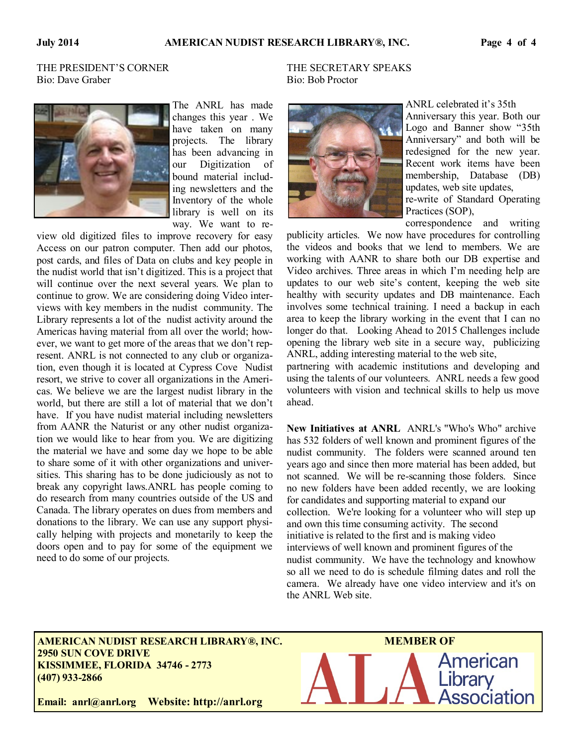## THE PRESIDENT'S CORNER

Bio: Dave Graber

The ANRL has made changes this year . We have taken on many projects. The library has been advancing in our Digitization of bound material including newsletters and the Inventory of the whole library is well on its way. We want to review old digitized files to improve recovery for easy Access on our patron computer. Then add our photos, post cards, and files of Data on clubs and key people in the nudist world that isn't digitized. This is a project that will continue over the next several years. We plan to continue to grow. We are considering doing Video interviews with key members in the nudist community. The Library represents a lot of the nudist activity around the Americas having material from all over the world; however, we want to get more of the areas that we don't represent. ANRL is not connected to any club or organization, even though it is located at Cypress Cove Nudist resort, we strive to cover all organizations in the Americas. We believe we are the largest nudist library in the world, but there are still a lot of material that we don't have. If you have nudist material including newsletters from AANR the Naturist or any other nudist organization we would like to hear from you. We are digitizing the material we have and some day we hope to be able to share some of it with other organizations and universities. This sharing has to be done judiciously as not to break any copyright laws.ANRL has people coming to do research from many countries outside of the US and Canada. The library operates on dues from members and donations to the library. We can use any support physically helping with projects and monetarily to keep the doors open and to pay for some of the equipment we need to do some of our projects.

## THE SECRETARY SPEAKS

Bio: Bob Proctor

ANRL celebrated it's 35th Anniversary this year. Both our Logo and Banner show "35th Anniversary" and both will be redesigned for the new year. Recent work items have been membership, Database (DB) updates, web site updates, re-write of Standard Operating Practices (SOP), correspondence and writing publicity articles. We now have procedures for controlling the videos and books that we lend to members. We are working with AANR to share both our DB expertise and Video archives. Three areas in which I'm needing help are updates to our web site's content, keeping the web site healthy with security updates and DB maintenance. Each involves some technical training. I need a backup in each area to keep the library working in the event that I can no longer do that. Looking Ahead to 2015 Challenges include opening the library web site in a secure way, publicizing ANRL, adding interesting material to the web site, partnering with academic institutions and developing and using the talents of our volunteers. ANRL needs a few good volunteers with vision and technical skills to help us move ahead.

**New Initiatives at ANRL** ANRL's "Who's Who" archive has 532 folders of well known and prominent figures of the nudist community. The folders were scanned around ten years ago and since then more material has been added, but not scanned. We will be re-scanning those folders. Since no new folders have been added recently, we are looking for candidates and supporting material to expand our collection. We're looking for a volunteer who will step up and own this time consuming activity. The second initiative is related to the first and is making video interviews of well known and prominent figures of the nudist community. We have the technology and knowhow so all we need to do is schedule filming dates and roll the camera. We already have one video interview and it's on the ANRL Web site.

**AMERICAN NUDIST RESEARCH LIBRARY®, INC.**
**2950 SUN COVE DRIVE**
**KISSIMMEE, FLORIDA 34746 - 2773**
**(407) 933-2866**

**Email: anrl@anrl.org Website: http://anrl.org**

**MEMBER OF**

ALA American Library Association